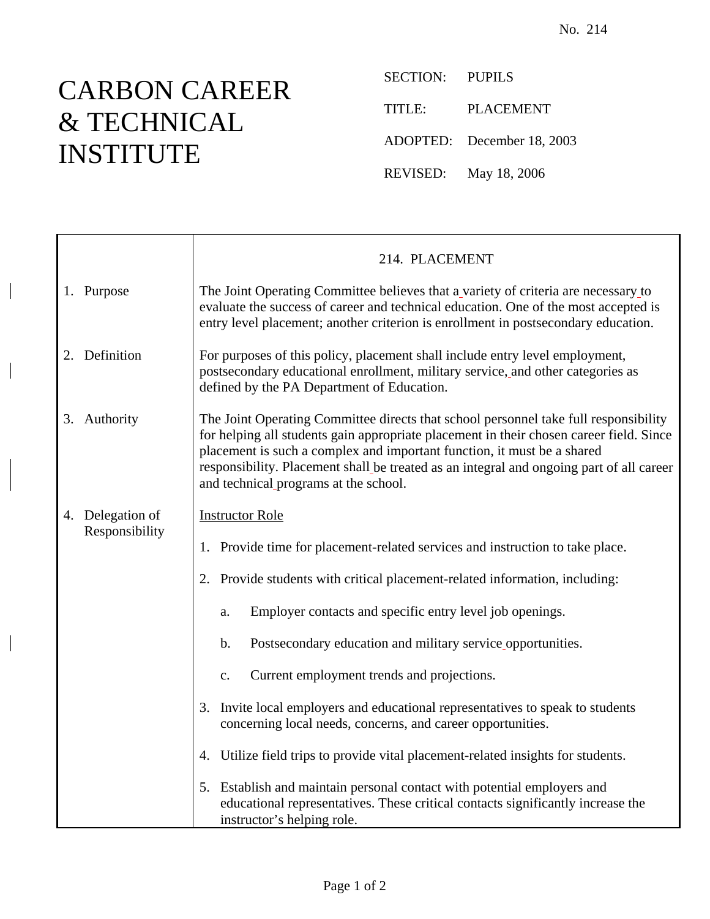No. 214

# CARBON CAREER & TECHNICAL INSTITUTE

SECTION: PUPILS

TITLE: PLACEMENT

ADOPTED: December 18, 2003

REVISED: May 18, 2006

## 214. PLACEMENT

### 1. Purpose

The Joint Operating Committee believes that a variety of criteria are necessary to evaluate the success of career and technical education. One of the most accepted is entry level placement; another criterion is enrollment in postsecondary education.

### 2. Definition

For purposes of this policy, placement shall include entry level employment, postsecondary educational enrollment, military service, and other categories as defined by the PA Department of Education.

### 3. Authority

The Joint Operating Committee directs that school personnel take full responsibility for helping all students gain appropriate placement in their chosen career field. Since placement is such a complex and important function, it must be a shared responsibility. Placement shall be treated as an integral and ongoing part of all career and technical programs at the school.

### 4. Delegation of Responsibility

<u>Instructor Role</u>

1. Provide time for placement-related services and instruction to take place.
2. Provide students with critical placement-related information, including:
   a. Employer contacts and specific entry level job openings.
   b. Postsecondary education and military service opportunities.
   c. Current employment trends and projections.
3. Invite local employers and educational representatives to speak to students concerning local needs, concerns, and career opportunities.
4. Utilize field trips to provide vital placement-related insights for students.
5. Establish and maintain personal contact with potential employers and educational representatives. These critical contacts significantly increase the instructor's helping role.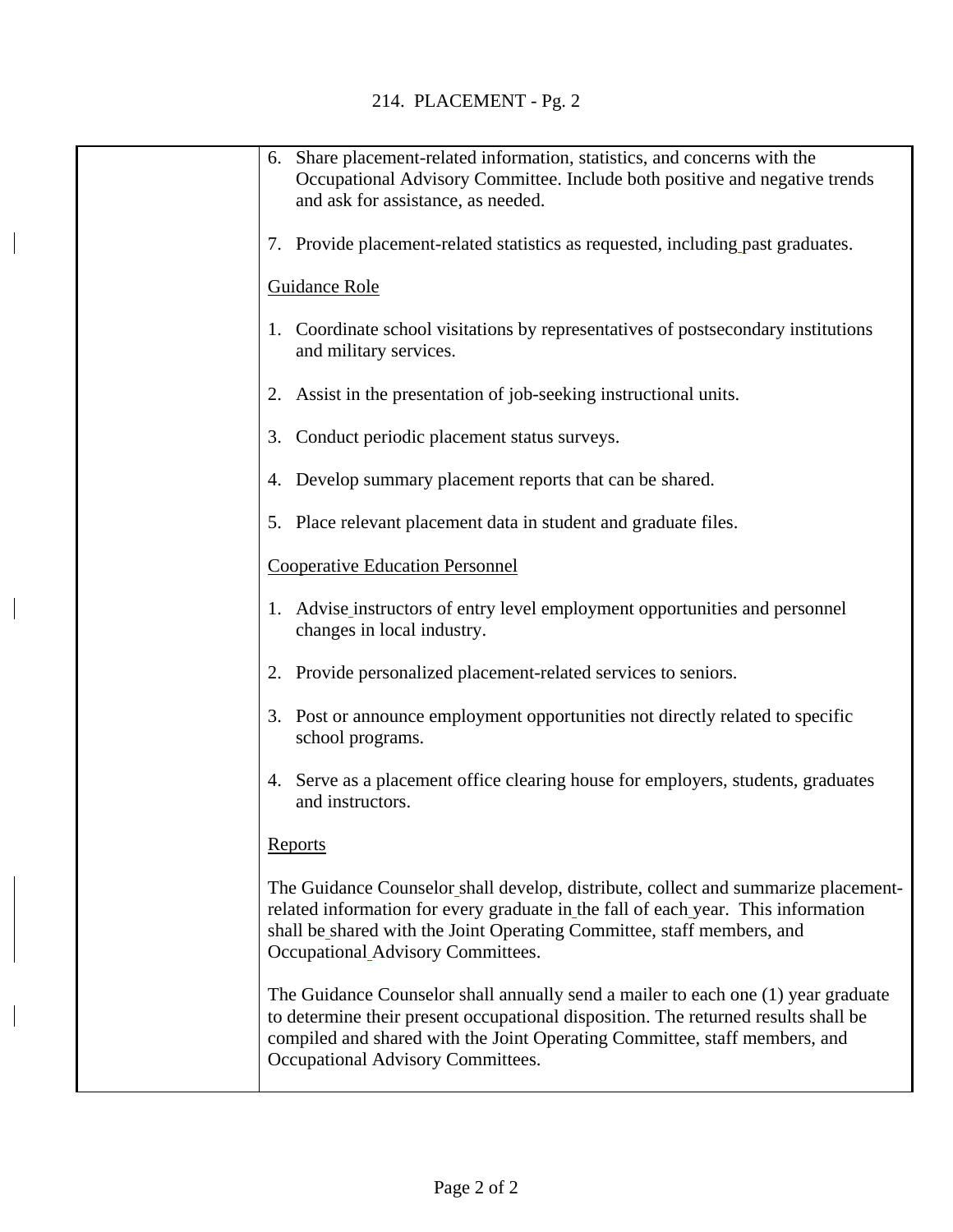6. Share placement-related information, statistics, and concerns with the Occupational Advisory Committee. Include both positive and negative trends and ask for assistance, as needed.

7. Provide placement-related statistics as requested, including past graduates.

Guidance Role

1. Coordinate school visitations by representatives of postsecondary institutions and military services.

2. Assist in the presentation of job-seeking instructional units.

3. Conduct periodic placement status surveys.

4. Develop summary placement reports that can be shared.

5. Place relevant placement data in student and graduate files.

Cooperative Education Personnel

1. Advise instructors of entry level employment opportunities and personnel changes in local industry.

2. Provide personalized placement-related services to seniors.

3. Post or announce employment opportunities not directly related to specific school programs.

4. Serve as a placement office clearing house for employers, students, graduates and instructors.

Reports

The Guidance Counselor shall develop, distribute, collect and summarize placement-related information for every graduate in the fall of each year. This information shall be shared with the Joint Operating Committee, staff members, and Occupational Advisory Committees.

The Guidance Counselor shall annually send a mailer to each one (1) year graduate to determine their present occupational disposition. The returned results shall be compiled and shared with the Joint Operating Committee, staff members, and Occupational Advisory Committees.